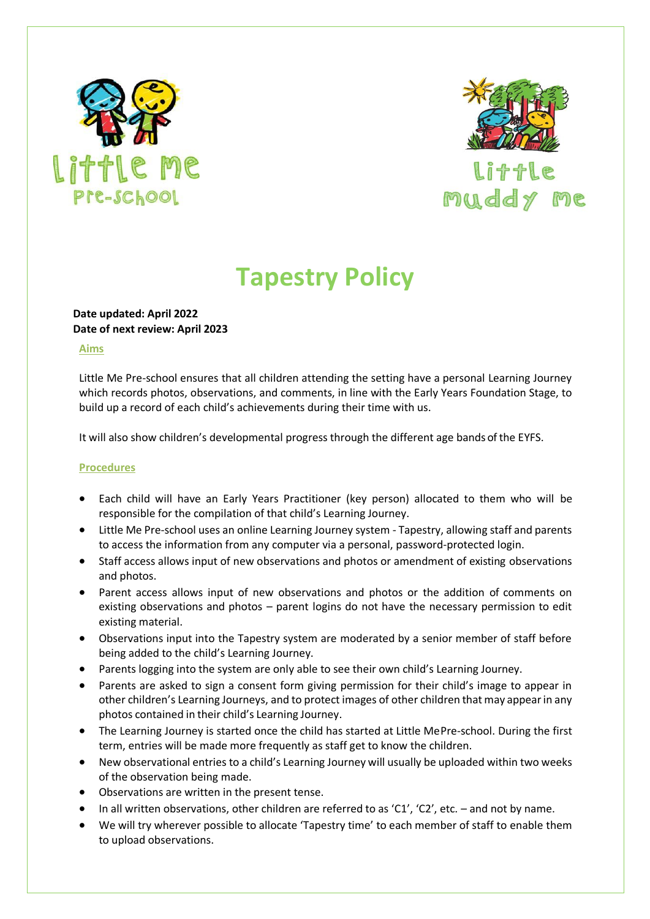Little Me Pre-school

Little Muddy Me

# Tapestry Policy

**Date updated: April 2022**
**Date of next review: April 2023**

## Aims

Little Me Pre-school ensures that all children attending the setting have a personal Learning Journey which records photos, observations, and comments, in line with the Early Years Foundation Stage, to build up a record of each child's achievements during their time with us.

It will also show children's developmental progress through the different age bands of the EYFS.

## Procedures

- Each child will have an Early Years Practitioner (key person) allocated to them who will be responsible for the compilation of that child's Learning Journey.
- Little Me Pre-school uses an online Learning Journey system - Tapestry, allowing staff and parents to access the information from any computer via a personal, password-protected login.
- Staff access allows input of new observations and photos or amendment of existing observations and photos.
- Parent access allows input of new observations and photos or the addition of comments on existing observations and photos – parent logins do not have the necessary permission to edit existing material.
- Observations input into the Tapestry system are moderated by a senior member of staff before being added to the child's Learning Journey.
- Parents logging into the system are only able to see their own child's Learning Journey.
- Parents are asked to sign a consent form giving permission for their child's image to appear in other children's Learning Journeys, and to protect images of other children that may appear in any photos contained in their child's Learning Journey.
- The Learning Journey is started once the child has started at Little Me Pre-school. During the first term, entries will be made more frequently as staff get to know the children.
- New observational entries to a child's Learning Journey will usually be uploaded within two weeks of the observation being made.
- Observations are written in the present tense.
- In all written observations, other children are referred to as 'C1', 'C2', etc. – and not by name.
- We will try wherever possible to allocate 'Tapestry time' to each member of staff to enable them to upload observations.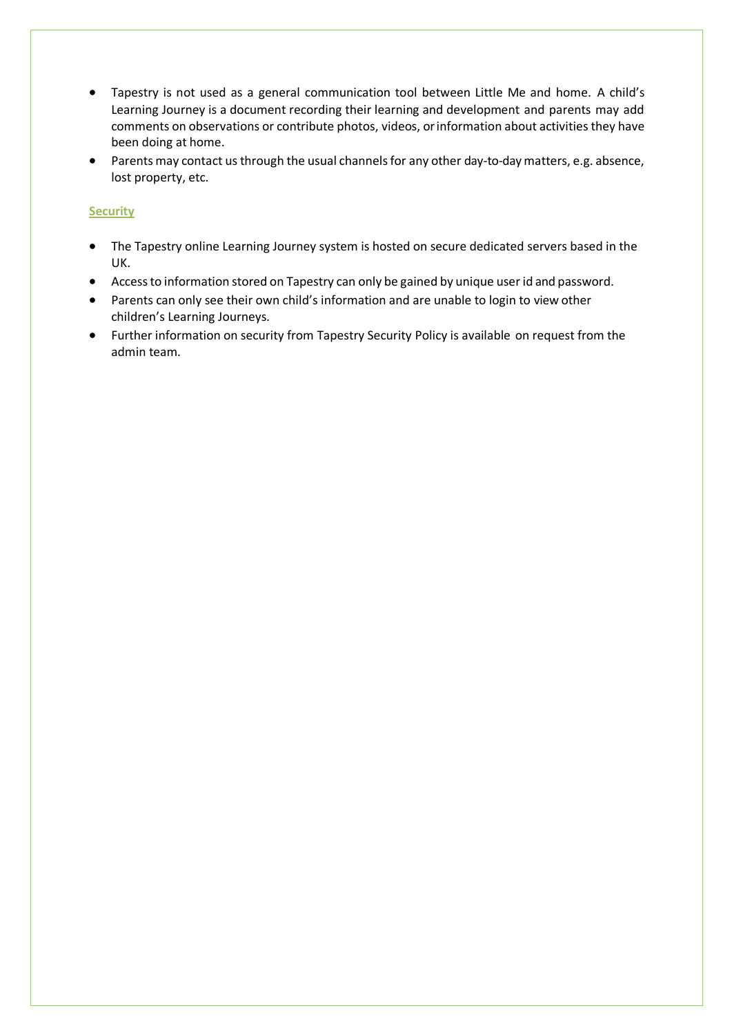- Tapestry is not used as a general communication tool between Little Me and home. A child's Learning Journey is a document recording their learning and development and parents may add comments on observations or contribute photos, videos, or information about activities they have been doing at home.
- Parents may contact us through the usual channels for any other day-to-day matters, e.g. absence, lost property, etc.

**Security**

- The Tapestry online Learning Journey system is hosted on secure dedicated servers based in the UK.
- Access to information stored on Tapestry can only be gained by unique user id and password.
- Parents can only see their own child's information and are unable to login to view other children's Learning Journeys.
- Further information on security from Tapestry Security Policy is available on request from the admin team.